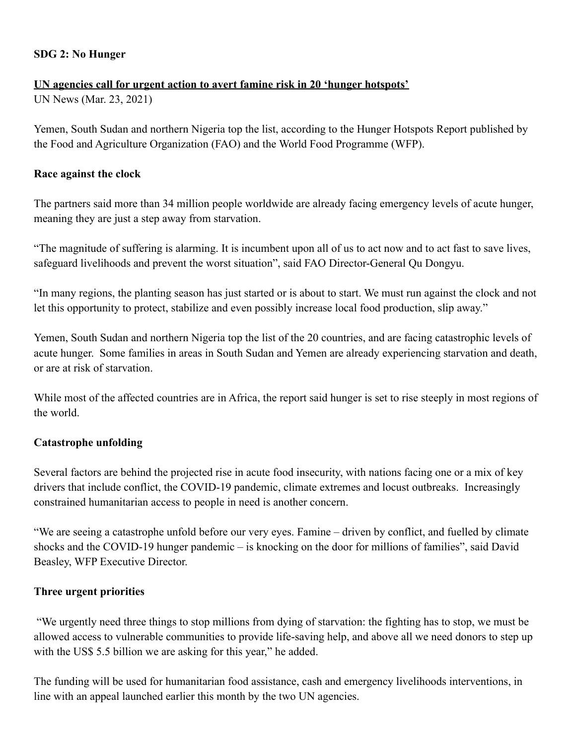**SDG 2: No Hunger**

**UN agencies call for urgent action to avert famine risk in 20 'hunger hotspots'**

UN News (Mar. 23, 2021)

Yemen, South Sudan and northern Nigeria top the list, according to the Hunger Hotspots Report published by the Food and Agriculture Organization (FAO) and the World Food Programme (WFP).

**Race against the clock**

The partners said more than 34 million people worldwide are already facing emergency levels of acute hunger, meaning they are just a step away from starvation.

"The magnitude of suffering is alarming. It is incumbent upon all of us to act now and to act fast to save lives, safeguard livelihoods and prevent the worst situation", said FAO Director-General Qu Dongyu.

"In many regions, the planting season has just started or is about to start. We must run against the clock and not let this opportunity to protect, stabilize and even possibly increase local food production, slip away."

Yemen, South Sudan and northern Nigeria top the list of the 20 countries, and are facing catastrophic levels of acute hunger. Some families in areas in South Sudan and Yemen are already experiencing starvation and death, or are at risk of starvation.

While most of the affected countries are in Africa, the report said hunger is set to rise steeply in most regions of the world.

**Catastrophe unfolding**

Several factors are behind the projected rise in acute food insecurity, with nations facing one or a mix of key drivers that include conflict, the COVID-19 pandemic, climate extremes and locust outbreaks. Increasingly constrained humanitarian access to people in need is another concern.

"We are seeing a catastrophe unfold before our very eyes. Famine – driven by conflict, and fuelled by climate shocks and the COVID-19 hunger pandemic – is knocking on the door for millions of families", said David Beasley, WFP Executive Director.

**Three urgent priorities**

"We urgently need three things to stop millions from dying of starvation: the fighting has to stop, we must be allowed access to vulnerable communities to provide life-saving help, and above all we need donors to step up with the US$ 5.5 billion we are asking for this year," he added.

The funding will be used for humanitarian food assistance, cash and emergency livelihoods interventions, in line with an appeal launched earlier this month by the two UN agencies.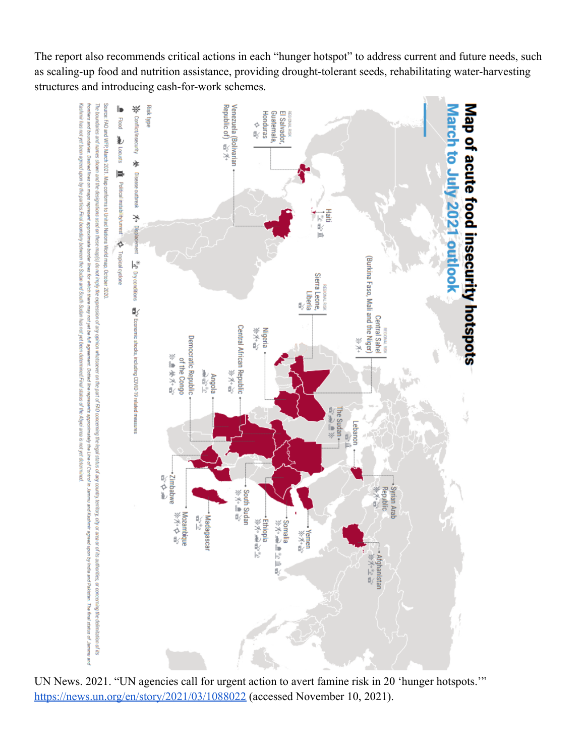The report also recommends critical actions in each "hunger hotspot" to address current and future needs, such as scaling-up food and nutrition assistance, providing drought-tolerant seeds, rehabilitating water-harvesting structures and introducing cash-for-work schemes.

**Map of acute food insecurity hotspots**
**March to July 2021 outlook**

REGIONAL RISK
El Salvador, Guatemala, Honduras

Haiti

Venezuela (Bolivarian Republic of)

REGIONAL RISK
Central Sahel (Burkina Faso, Mali and the Niger)

REGIONAL RISK
Sierra Leone, Liberia

Nigeria

Central African Republic

Democratic Republic of the Congo

Angola

The Sudan

Lebanon

Syrian Arab Republic

Yemen

Afghanistan

Somalia

Ethiopia

South Sudan

Madagascar

Mozambique

Zimbabwe

Risk type
Conflict/insecurity
Disease outbreak
Displacement
Dry conditions
Economic shocks, including COVID-19 related measures
Flood
Locusts
Political instability/unrest
Tropical cyclone

Source: FAO and WFP, March 2021. Map conforms to United Nations World map, October 2020.

The boundaries and names shown and the designations used on these map(s) do not imply the expression of any opinion whatsoever on the part of FAO concerning the legal status of any country, territory, city or area or of its authorities, or concerning the delimitation of its frontiers and boundaries. Dashed lines on maps represent approximate border lines for which there may not yet be full agreement. Dotted line represents approximately the Line of Control in Jammu and Kashmir agreed upon by India and Pakistan. The final status of Jammu and Kashmir has not yet been agreed upon by the parties. Final boundary between the Sudan and South Sudan has not yet been determined. Final status of the Abyei area is not yet determined.

UN News. 2021. "UN agencies call for urgent action to avert famine risk in 20 'hunger hotspots.'" https://news.un.org/en/story/2021/03/1088022 (accessed November 10, 2021).